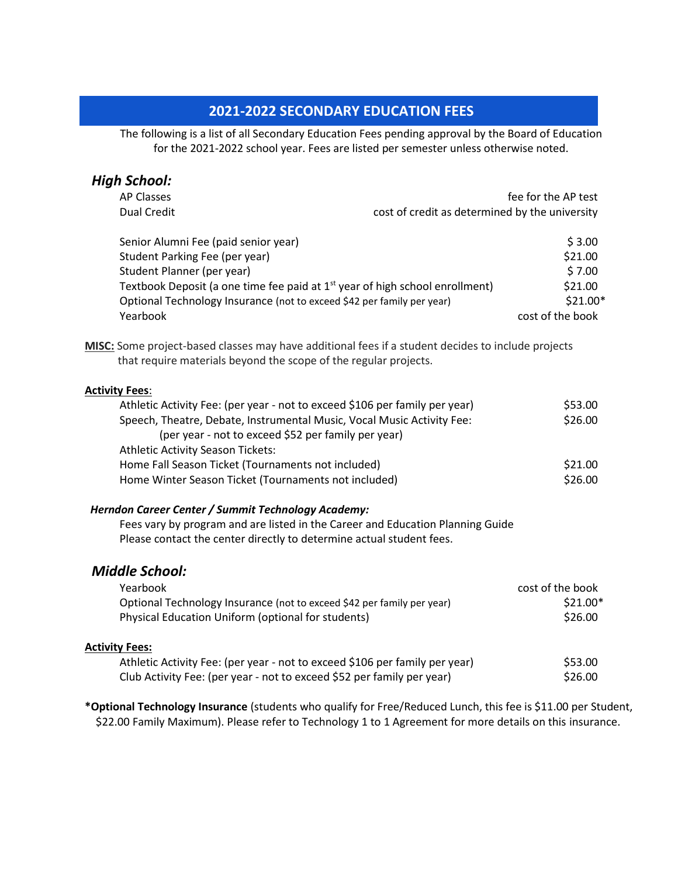# 2021-2022 SECONDARY EDUCATION FEES

The following is a list of all Secondary Education Fees pending approval by the Board of Education for the 2021-2022 school year. Fees are listed per semester unless otherwise noted.

## *High School:*

| | |
|---|---|
| AP Classes | fee for the AP test |
| Dual Credit | cost of credit as determined by the university |
| Senior Alumni Fee (paid senior year) | $ 3.00 |
| Student Parking Fee (per year) | $21.00 |
| Student Planner (per year) | $ 7.00 |
| Textbook Deposit (a one time fee paid at 1st year of high school enrollment) | $21.00 |
| Optional Technology Insurance (not to exceed $42 per family per year) | $21.00* |
| Yearbook | cost of the book |

**MISC:** Some project-based classes may have additional fees if a student decides to include projects that require materials beyond the scope of the regular projects.

**Activity Fees**:

| | |
|---|---|
| Athletic Activity Fee: (per year - not to exceed $106 per family per year) | $53.00 |
| Speech, Theatre, Debate, Instrumental Music, Vocal Music Activity Fee: (per year - not to exceed $52 per family per year) | $26.00 |
| Athletic Activity Season Tickets: | |
| Home Fall Season Ticket (Tournaments not included) | $21.00 |
| Home Winter Season Ticket (Tournaments not included) | $26.00 |

***Herndon Career Center / Summit Technology Academy:***

Fees vary by program and are listed in the Career and Education Planning Guide
Please contact the center directly to determine actual student fees.

## *Middle School:*

| | |
|---|---|
| Yearbook | cost of the book |
| Optional Technology Insurance (not to exceed $42 per family per year) | $21.00* |
| Physical Education Uniform (optional for students) | $26.00 |

**Activity Fees:**

| | |
|---|---|
| Athletic Activity Fee: (per year - not to exceed $106 per family per year) | $53.00 |
| Club Activity Fee: (per year - not to exceed $52 per family per year) | $26.00 |

***Optional Technology Insurance** (students who qualify for Free/Reduced Lunch, this fee is $11.00 per Student, $22.00 Family Maximum). Please refer to Technology 1 to 1 Agreement for more details on this insurance.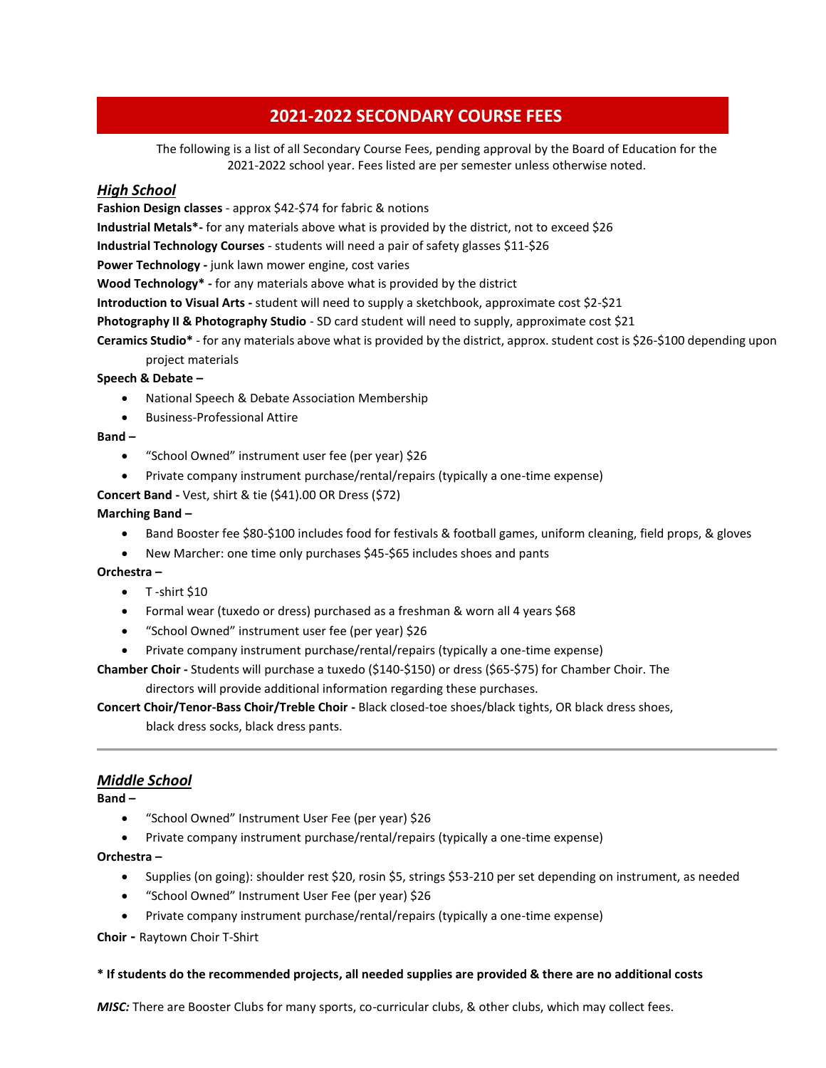# 2021-2022 SECONDARY COURSE FEES

The following is a list of all Secondary Course Fees, pending approval by the Board of Education for the 2021-2022 school year. Fees listed are per semester unless otherwise noted.

## *High School*

**Fashion Design classes** - approx $42-$74 for fabric & notions

**Industrial Metals*-** for any materials above what is provided by the district, not to exceed $26

**Industrial Technology Courses** - students will need a pair of safety glasses $11-$26

**Power Technology -** junk lawn mower engine, cost varies

**Wood Technology* -** for any materials above what is provided by the district

**Introduction to Visual Arts -** student will need to supply a sketchbook, approximate cost $2-$21

**Photography II & Photography Studio** - SD card student will need to supply, approximate cost $21

**Ceramics Studio*** - for any materials above what is provided by the district, approx. student cost is $26-$100 depending upon project materials

**Speech & Debate –**

- National Speech & Debate Association Membership
- Business-Professional Attire

**Band –**

- "School Owned" instrument user fee (per year) $26
- Private company instrument purchase/rental/repairs (typically a one-time expense)

**Concert Band -** Vest, shirt & tie ($41).00 OR Dress ($72)

**Marching Band –**

- Band Booster fee $80-$100 includes food for festivals & football games, uniform cleaning, field props, & gloves
- New Marcher: one time only purchases $45-$65 includes shoes and pants

**Orchestra –**

- T -shirt $10
- Formal wear (tuxedo or dress) purchased as a freshman & worn all 4 years $68
- "School Owned" instrument user fee (per year) $26
- Private company instrument purchase/rental/repairs (typically a one-time expense)

**Chamber Choir -** Students will purchase a tuxedo ($140-$150) or dress ($65-$75) for Chamber Choir. The directors will provide additional information regarding these purchases.

**Concert Choir/Tenor-Bass Choir/Treble Choir -** Black closed-toe shoes/black tights, OR black dress shoes, black dress socks, black dress pants.

---

## *Middle School*

**Band –**

- "School Owned" Instrument User Fee (per year) $26
- Private company instrument purchase/rental/repairs (typically a one-time expense)

**Orchestra –**

- Supplies (on going): shoulder rest $20, rosin $5, strings $53-210 per set depending on instrument, as needed
- "School Owned" Instrument User Fee (per year) $26
- Private company instrument purchase/rental/repairs (typically a one-time expense)

**Choir -** Raytown Choir T-Shirt

**\* If students do the recommended projects, all needed supplies are provided & there are no additional costs**

***MISC:*** There are Booster Clubs for many sports, co-curricular clubs, & other clubs, which may collect fees.